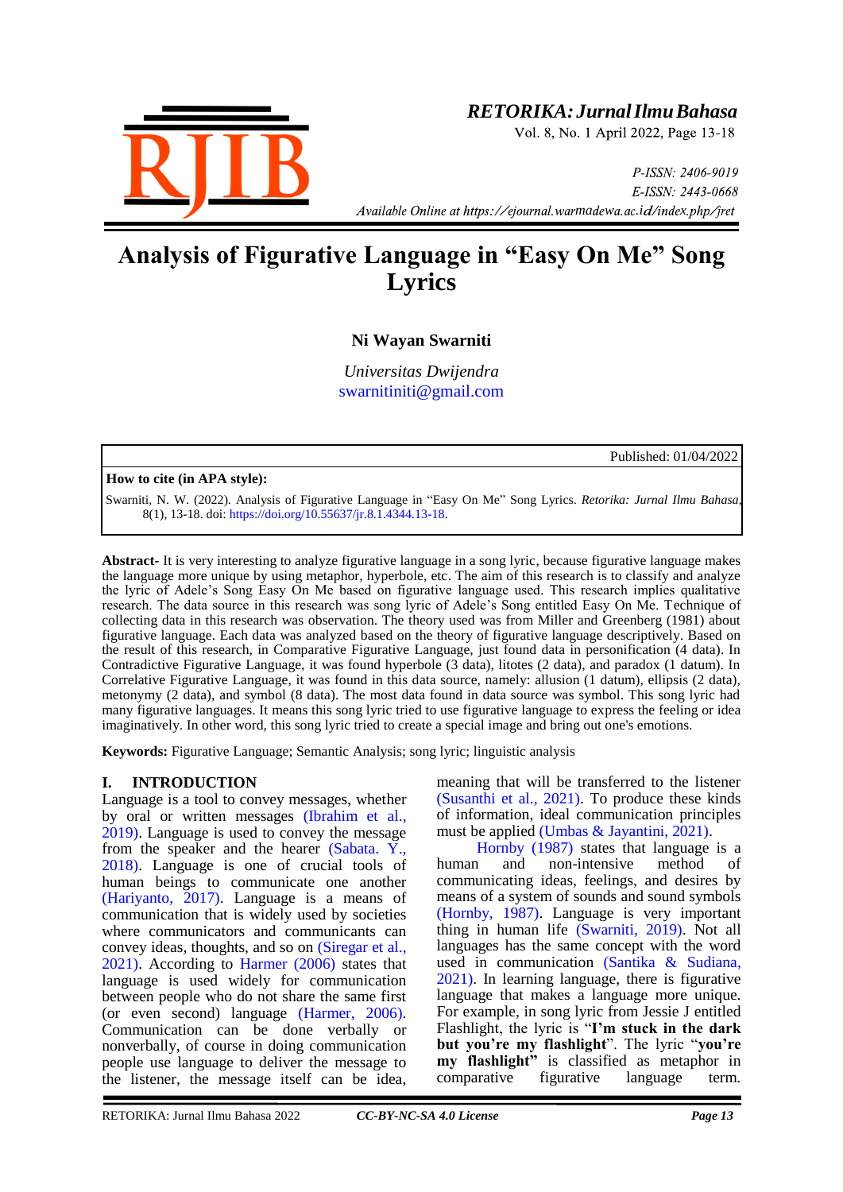# Analysis of Figurative Language in "Easy On Me" Song Lyrics

**Ni Wayan Swarniti**

*Universitas Dwijendra*
swarnitiniti@gmail.com

Published: 01/04/2022

**How to cite (in APA style):**

Swarniti, N. W. (2022). Analysis of Figurative Language in "Easy On Me" Song Lyrics. *Retorika: Jurnal Ilmu Bahasa*, 8(1), 13-18. doi: https://doi.org/10.55637/jr.8.1.4344.13-18.

**Abstract-** It is very interesting to analyze figurative language in a song lyric, because figurative language makes the language more unique by using metaphor, hyperbole, etc. The aim of this research is to classify and analyze the lyric of Adele's Song Easy On Me based on figurative language used. This research implies qualitative research. The data source in this research was song lyric of Adele's Song entitled Easy On Me. Technique of collecting data in this research was observation. The theory used was from Miller and Greenberg (1981) about figurative language. Each data was analyzed based on the theory of figurative language descriptively. Based on the result of this research, in Comparative Figurative Language, just found data in personification (4 data). In Contradictive Figurative Language, it was found hyperbole (3 data), litotes (2 data), and paradox (1 datum). In Correlative Figurative Language, it was found in this data source, namely: allusion (1 datum), ellipsis (2 data), metonymy (2 data), and symbol (8 data). The most data found in data source was symbol. This song lyric had many figurative languages. It means this song lyric tried to use figurative language to express the feeling or idea imaginatively. In other word, this song lyric tried to create a special image and bring out one's emotions.

**Keywords:** Figurative Language; Semantic Analysis; song lyric; linguistic analysis

## I. INTRODUCTION

Language is a tool to convey messages, whether by oral or written messages (Ibrahim et al., 2019). Language is used to convey the message from the speaker and the hearer (Sabata. Y., 2018). Language is one of crucial tools of human beings to communicate one another (Hariyanto, 2017). Language is a means of communication that is widely used by societies where communicators and communicants can convey ideas, thoughts, and so on (Siregar et al., 2021). According to Harmer (2006) states that language is used widely for communication between people who do not share the same first (or even second) language (Harmer, 2006). Communication can be done verbally or nonverbally, of course in doing communication people use language to deliver the message to the listener, the message itself can be idea, meaning that will be transferred to the listener (Susanthi et al., 2021). To produce these kinds of information, ideal communication principles must be applied (Umbas & Jayantini, 2021).

Hornby (1987) states that language is a human and non-intensive method of communicating ideas, feelings, and desires by means of a system of sounds and sound symbols (Hornby, 1987). Language is very important thing in human life (Swarniti, 2019). Not all languages has the same concept with the word used in communication (Santika & Sudiana, 2021). In learning language, there is figurative language that makes a language more unique. For example, in song lyric from Jessie J entitled Flashlight, the lyric is "**I'm stuck in the dark but you're my flashlight**". The lyric "**you're my flashlight"** is classified as metaphor in comparative figurative language term.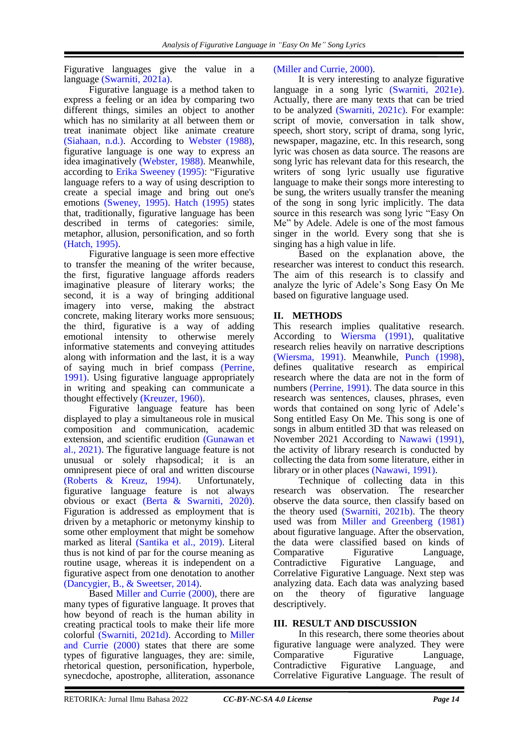Figurative languages give the value in a language (Swarniti, 2021a).

Figurative language is a method taken to express a feeling or an idea by comparing two different things, similes an object to another which has no similarity at all between them or treat inanimate object like animate creature (Siahaan, n.d.). According to Webster (1988), figurative language is one way to express an idea imaginatively (Webster, 1988). Meanwhile, according to Erika Sweeney (1995): "Figurative language refers to a way of using description to create a special image and bring out one's emotions (Sweney, 1995). Hatch (1995) states that, traditionally, figurative language has been described in terms of categories: simile, metaphor, allusion, personification, and so forth (Hatch, 1995).

Figurative language is seen more effective to transfer the meaning of the writer because, the first, figurative language affords readers imaginative pleasure of literary works; the second, it is a way of bringing additional imagery into verse, making the abstract concrete, making literary works more sensuous; the third, figurative is a way of adding emotional intensity to otherwise merely informative statements and conveying attitudes along with information and the last, it is a way of saying much in brief compass (Perrine, 1991). Using figurative language appropriately in writing and speaking can communicate a thought effectively (Kreuzer, 1960).

Figurative language feature has been displayed to play a simultaneous role in musical composition and communication, academic extension, and scientific erudition (Gunawan et al., 2021). The figurative language feature is not unusual or solely rhapsodical; it is an omnipresent piece of oral and written discourse (Roberts & Kreuz, 1994). Unfortunately, figurative language feature is not always obvious or exact (Berta & Swarniti, 2020). Figuration is addressed as employment that is driven by a metaphoric or metonymy kinship to some other employment that might be somehow marked as literal (Santika et al., 2019). Literal thus is not kind of par for the course meaning as routine usage, whereas it is independent on a figurative aspect from one denotation to another (Dancygier, B., & Sweetser, 2014).

Based Miller and Currie (2000), there are many types of figurative language. It proves that how beyond of reach is the human ability in creating practical tools to make their life more colorful (Swarniti, 2021d). According to Miller and Currie (2000) states that there are some types of figurative languages, they are: simile, rhetorical question, personification, hyperbole, synecdoche, apostrophe, alliteration, assonance (Miller and Currie, 2000).

It is very interesting to analyze figurative language in a song lyric (Swarniti, 2021e). Actually, there are many texts that can be tried to be analyzed (Swarniti, 2021c). For example: script of movie, conversation in talk show, speech, short story, script of drama, song lyric, newspaper, magazine, etc. In this research, song lyric was chosen as data source. The reasons are song lyric has relevant data for this research, the writers of song lyric usually use figurative language to make their songs more interesting to be sung, the writers usually transfer the meaning of the song in song lyric implicitly. The data source in this research was song lyric "Easy On Me" by Adele. Adele is one of the most famous singer in the world. Every song that she is singing has a high value in life.

Based on the explanation above, the researcher was interest to conduct this research. The aim of this research is to classify and analyze the lyric of Adele's Song Easy On Me based on figurative language used.

## II. METHODS

This research implies qualitative research. According to Wiersma (1991), qualitative research relies heavily on narrative descriptions (Wiersma, 1991). Meanwhile, Punch (1998), defines qualitative research as empirical research where the data are not in the form of numbers (Perrine, 1991). The data source in this research was sentences, clauses, phrases, even words that contained on song lyric of Adele's Song entitled Easy On Me. This song is one of songs in album entitled 3D that was released on November 2021 According to Nawawi (1991), the activity of library research is conducted by collecting the data from some literature, either in library or in other places (Nawawi, 1991).

Technique of collecting data in this research was observation. The researcher observe the data source, then classify based on the theory used (Swarniti, 2021b). The theory used was from Miller and Greenberg (1981) about figurative language. After the observation, the data were classified based on kinds of Comparative Figurative Language, Contradictive Figurative Language, and Correlative Figurative Language. Next step was analyzing data. Each data was analyzing based on the theory of figurative language descriptively.

## III. RESULT AND DISCUSSION

In this research, there some theories about figurative language were analyzed. They were Comparative Figurative Language, Contradictive Figurative Language, and Correlative Figurative Language. The result of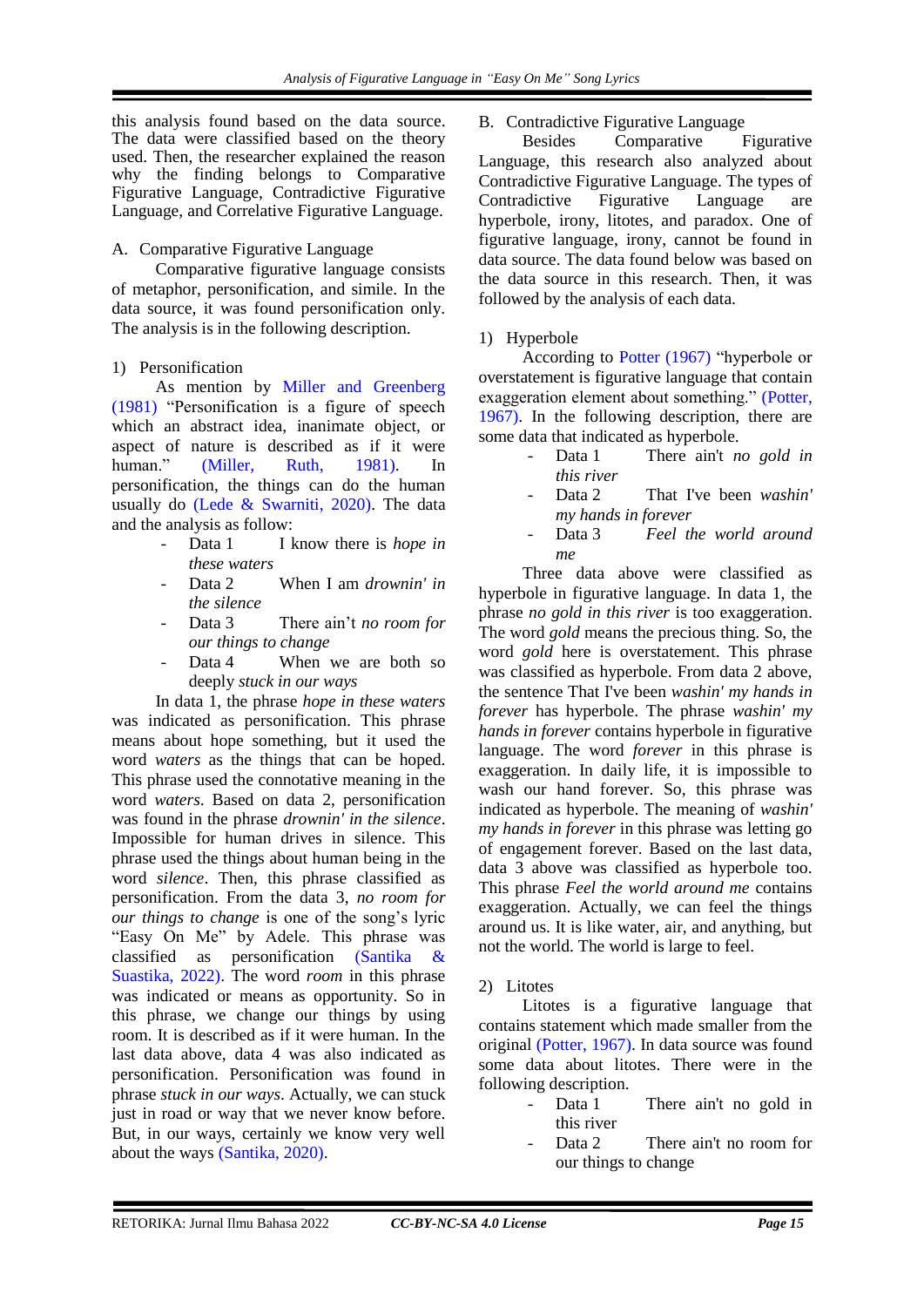this analysis found based on the data source. The data were classified based on the theory used. Then, the researcher explained the reason why the finding belongs to Comparative Figurative Language, Contradictive Figurative Language, and Correlative Figurative Language.

A. Comparative Figurative Language

Comparative figurative language consists of metaphor, personification, and simile. In the data source, it was found personification only. The analysis is in the following description.

1) Personification

As mention by Miller and Greenberg (1981) "Personification is a figure of speech which an abstract idea, inanimate object, or aspect of nature is described as if it were human." (Miller, Ruth, 1981). In personification, the things can do the human usually do (Lede & Swarniti, 2020). The data and the analysis as follow:

- Data 1 I know there is *hope in these waters*
- Data 2 When I am *drownin' in the silence*
- Data 3 There ain't *no room for our things to change*
- Data 4 When we are both so deeply *stuck in our ways*

In data 1, the phrase *hope in these waters* was indicated as personification. This phrase means about hope something, but it used the word *waters* as the things that can be hoped. This phrase used the connotative meaning in the word *waters*. Based on data 2, personification was found in the phrase *drownin' in the silence*. Impossible for human drives in silence. This phrase used the things about human being in the word *silence*. Then, this phrase classified as personification. From the data 3, *no room for our things to change* is one of the song's lyric "Easy On Me" by Adele. This phrase was classified as personification (Santika & Suastika, 2022). The word *room* in this phrase was indicated or means as opportunity. So in this phrase, we change our things by using room. It is described as if it were human. In the last data above, data 4 was also indicated as personification. Personification was found in phrase *stuck in our ways*. Actually, we can stuck just in road or way that we never know before. But, in our ways, certainly we know very well about the ways (Santika, 2020).

B. Contradictive Figurative Language

Besides Comparative Figurative Language, this research also analyzed about Contradictive Figurative Language. The types of Contradictive Figurative Language are hyperbole, irony, litotes, and paradox. One of figurative language, irony, cannot be found in data source. The data found below was based on the data source in this research. Then, it was followed by the analysis of each data.

1) Hyperbole

According to Potter (1967) "hyperbole or overstatement is figurative language that contain exaggeration element about something." (Potter, 1967). In the following description, there are some data that indicated as hyperbole.

- Data 1 There ain't *no gold in this river*
- Data 2 That I've been *washin' my hands in forever*
- Data 3 *Feel the world around me*

Three data above were classified as hyperbole in figurative language. In data 1, the phrase *no gold in this river* is too exaggeration. The word *gold* means the precious thing. So, the word *gold* here is overstatement. This phrase was classified as hyperbole. From data 2 above, the sentence That I've been *washin' my hands in forever* has hyperbole. The phrase *washin' my hands in forever* contains hyperbole in figurative language. The word *forever* in this phrase is exaggeration. In daily life, it is impossible to wash our hand forever. So, this phrase was indicated as hyperbole. The meaning of *washin' my hands in forever* in this phrase was letting go of engagement forever. Based on the last data, data 3 above was classified as hyperbole too. This phrase *Feel the world around me* contains exaggeration. Actually, we can feel the things around us. It is like water, air, and anything, but not the world. The world is large to feel.

2) Litotes

Litotes is a figurative language that contains statement which made smaller from the original (Potter, 1967). In data source was found some data about litotes. There were in the following description.

- Data 1 There ain't no gold in this river
- Data 2 There ain't no room for our things to change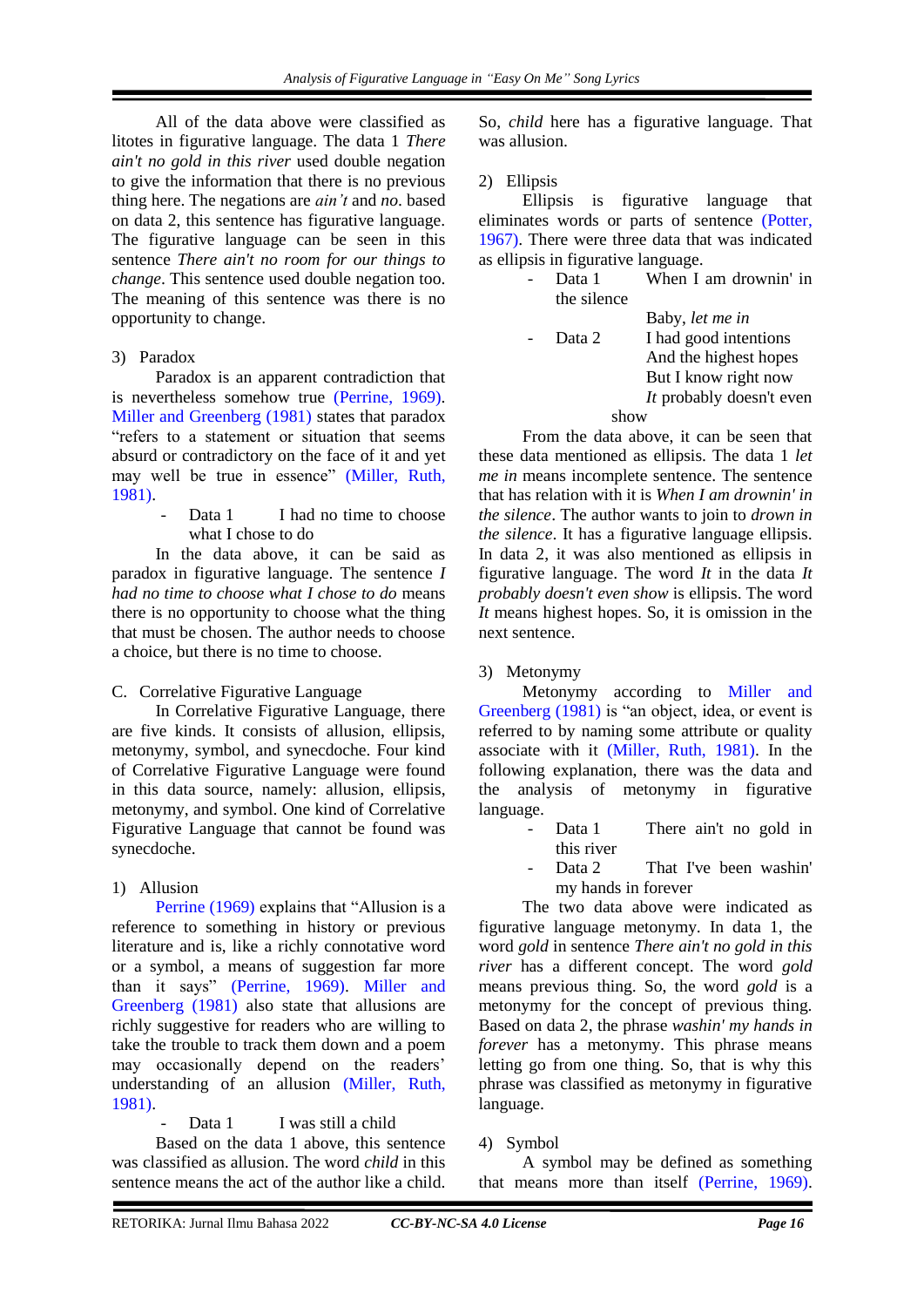All of the data above were classified as litotes in figurative language. The data 1 *There ain't no gold in this river* used double negation to give the information that there is no previous thing here. The negations are *ain't* and *no*. based on data 2, this sentence has figurative language. The figurative language can be seen in this sentence *There ain't no room for our things to change*. This sentence used double negation too. The meaning of this sentence was there is no opportunity to change.

3) Paradox

Paradox is an apparent contradiction that is nevertheless somehow true (Perrine, 1969). Miller and Greenberg (1981) states that paradox "refers to a statement or situation that seems absurd or contradictory on the face of it and yet may well be true in essence" (Miller, Ruth, 1981).

- Data 1 I had no time to choose what I chose to do

In the data above, it can be said as paradox in figurative language. The sentence *I had no time to choose what I chose to do* means there is no opportunity to choose what the thing that must be chosen. The author needs to choose a choice, but there is no time to choose.

C. Correlative Figurative Language

In Correlative Figurative Language, there are five kinds. It consists of allusion, ellipsis, metonymy, symbol, and synecdoche. Four kind of Correlative Figurative Language were found in this data source, namely: allusion, ellipsis, metonymy, and symbol. One kind of Correlative Figurative Language that cannot be found was synecdoche.

1) Allusion

Perrine (1969) explains that "Allusion is a reference to something in history or previous literature and is, like a richly connotative word or a symbol, a means of suggestion far more than it says" (Perrine, 1969). Miller and Greenberg (1981) also state that allusions are richly suggestive for readers who are willing to take the trouble to track them down and a poem may occasionally depend on the readers' understanding of an allusion (Miller, Ruth, 1981).

- Data 1 I was still a child

Based on the data 1 above, this sentence was classified as allusion. The word *child* in this sentence means the act of the author like a child. So, *child* here has a figurative language. That was allusion.

2) Ellipsis

Ellipsis is figurative language that eliminates words or parts of sentence (Potter, 1967). There were three data that was indicated as ellipsis in figurative language.

- Data 1 When I am drownin' in the silence
  Baby, *let me in*
- Data 2 I had good intentions
  And the highest hopes
  But I know right now
  *It* probably doesn't even show

From the data above, it can be seen that these data mentioned as ellipsis. The data 1 *let me in* means incomplete sentence. The sentence that has relation with it is *When I am drownin' in the silence*. The author wants to join to *drown in the silence*. It has a figurative language ellipsis. In data 2, it was also mentioned as ellipsis in figurative language. The word *It* in the data *It probably doesn't even show* is ellipsis. The word *It* means highest hopes. So, it is omission in the next sentence.

3) Metonymy

Metonymy according to Miller and Greenberg (1981) is "an object, idea, or event is referred to by naming some attribute or quality associate with it (Miller, Ruth, 1981). In the following explanation, there was the data and the analysis of metonymy in figurative language.

- Data 1 There ain't no gold in this river
- Data 2 That I've been washin' my hands in forever

The two data above were indicated as figurative language metonymy. In data 1, the word *gold* in sentence *There ain't no gold in this river* has a different concept. The word *gold* means previous thing. So, the word *gold* is a metonymy for the concept of previous thing. Based on data 2, the phrase *washin' my hands in forever* has a metonymy. This phrase means letting go from one thing. So, that is why this phrase was classified as metonymy in figurative language.

4) Symbol

A symbol may be defined as something that means more than itself (Perrine, 1969).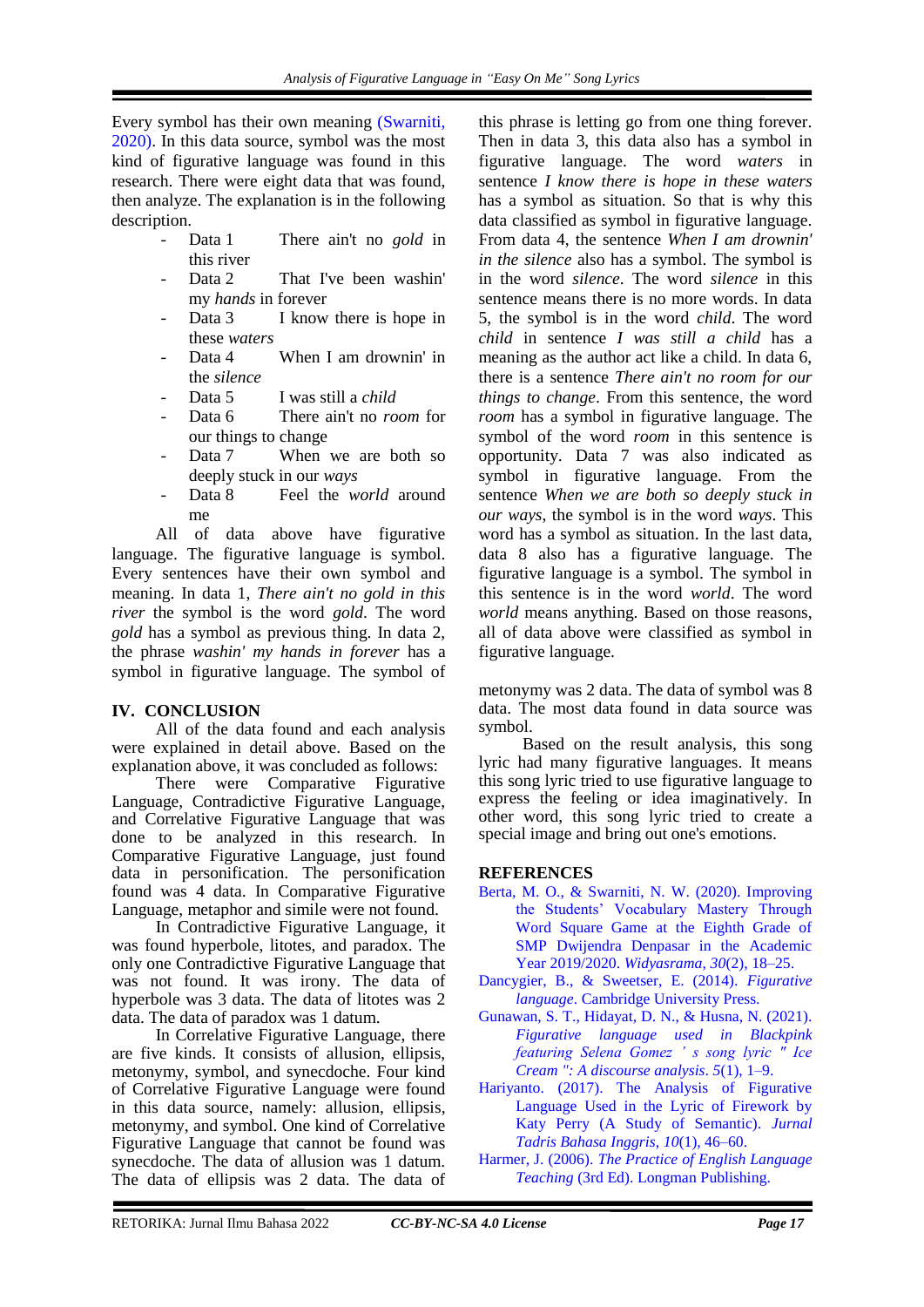Every symbol has their own meaning (Swarniti, 2020). In this data source, symbol was the most kind of figurative language was found in this research. There were eight data that was found, then analyze. The explanation is in the following description.

- Data 1 There ain't no *gold* in this river
- Data 2 That I've been washin' my *hands* in forever
- Data 3 I know there is hope in these *waters*
- Data 4 When I am drownin' in the *silence*
- Data 5 I was still a *child*
- Data 6 There ain't no *room* for our things to change
- Data 7 When we are both so deeply stuck in our *ways*
- Data 8 Feel the *world* around me

All of data above have figurative language. The figurative language is symbol. Every sentences have their own symbol and meaning. In data 1, *There ain't no gold in this river* the symbol is the word *gold*. The word *gold* has a symbol as previous thing. In data 2, the phrase *washin' my hands in forever* has a symbol in figurative language. The symbol of this phrase is letting go from one thing forever. Then in data 3, this data also has a symbol in figurative language. The word *waters* in sentence *I know there is hope in these waters* has a symbol as situation. So that is why this data classified as symbol in figurative language. From data 4, the sentence *When I am drownin' in the silence* also has a symbol. The symbol is in the word *silence*. The word *silence* in this sentence means there is no more words. In data 5, the symbol is in the word *child*. The word *child* in sentence *I was still a child* has a meaning as the author act like a child. In data 6, there is a sentence *There ain't no room for our things to change*. From this sentence, the word *room* has a symbol in figurative language. The symbol of the word *room* in this sentence is opportunity. Data 7 was also indicated as symbol in figurative language. From the sentence *When we are both so deeply stuck in our ways*, the symbol is in the word *ways*. This word has a symbol as situation. In the last data, data 8 also has a figurative language. The figurative language is a symbol. The symbol in this sentence is in the word *world*. The word *world* means anything. Based on those reasons, all of data above were classified as symbol in figurative language.

## IV. CONCLUSION

All of the data found and each analysis were explained in detail above. Based on the explanation above, it was concluded as follows:

There were Comparative Figurative Language, Contradictive Figurative Language, and Correlative Figurative Language that was done to be analyzed in this research. In Comparative Figurative Language, just found data in personification. The personification found was 4 data. In Comparative Figurative Language, metaphor and simile were not found.

In Contradictive Figurative Language, it was found hyperbole, litotes, and paradox. The only one Contradictive Figurative Language that was not found. It was irony. The data of hyperbole was 3 data. The data of litotes was 2 data. The data of paradox was 1 datum.

In Correlative Figurative Language, there are five kinds. It consists of allusion, ellipsis, metonymy, symbol, and synecdoche. Four kind of Correlative Figurative Language were found in this data source, namely: allusion, ellipsis, metonymy, and symbol. One kind of Correlative Figurative Language that cannot be found was synecdoche. The data of allusion was 1 datum. The data of ellipsis was 2 data. The data of metonymy was 2 data. The data of symbol was 8 data. The most data found in data source was symbol.

Based on the result analysis, this song lyric had many figurative languages. It means this song lyric tried to use figurative language to express the feeling or idea imaginatively. In other word, this song lyric tried to create a special image and bring out one's emotions.

## REFERENCES

Berta, M. O., & Swarniti, N. W. (2020). Improving the Students' Vocabulary Mastery Through Word Square Game at the Eighth Grade of SMP Dwijendra Denpasar in the Academic Year 2019/2020. *Widyasrama*, *30*(2), 18–25.

Dancygier, B., & Sweetser, E. (2014). *Figurative language*. Cambridge University Press.

Gunawan, S. T., Hidayat, D. N., & Husna, N. (2021). *Figurative language used in Blackpink featuring Selena Gomez ' s song lyric " Ice Cream ": A discourse analysis*. *5*(1), 1–9.

Hariyanto. (2017). The Analysis of Figurative Language Used in the Lyric of Firework by Katy Perry (A Study of Semantic). *Jurnal Tadris Bahasa Inggris*, *10*(1), 46–60.

Harmer, J. (2006). *The Practice of English Language Teaching* (3rd Ed). Longman Publishing.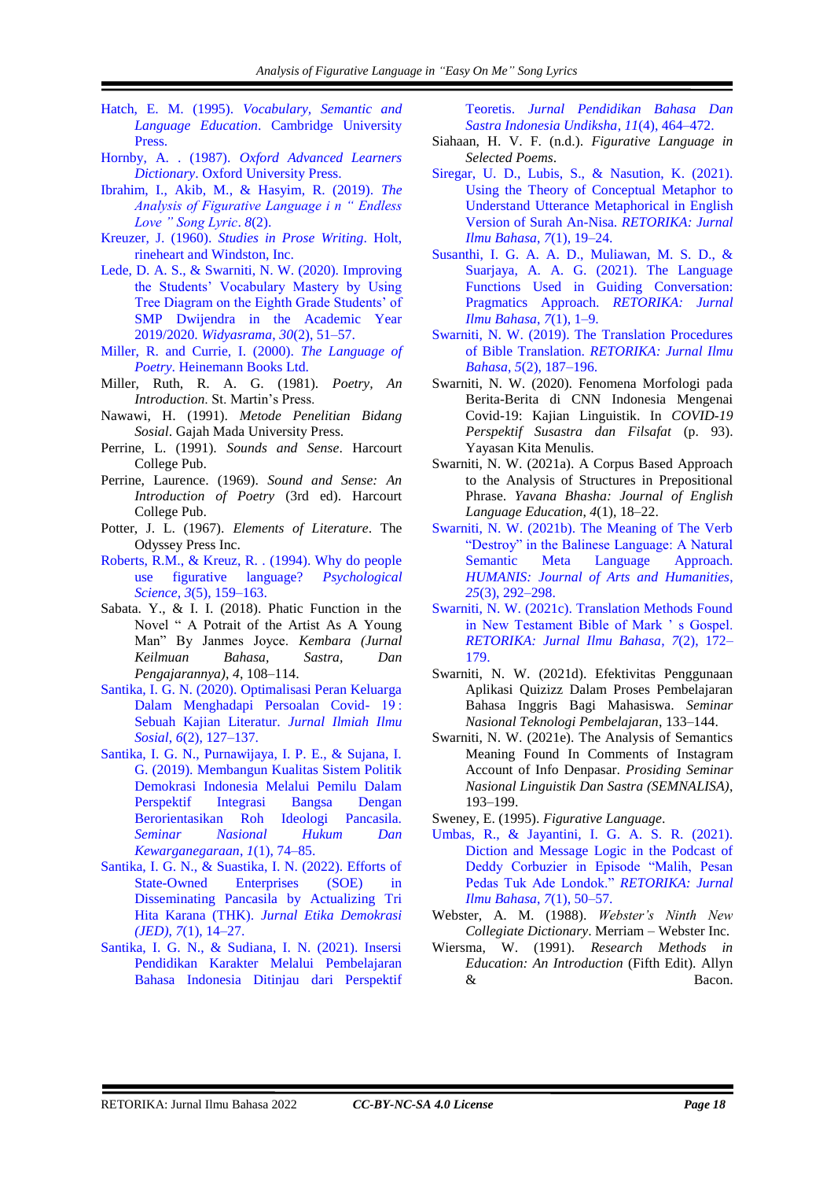Hatch, E. M. (1995). *Vocabulary, Semantic and Language Education*. Cambridge University Press.

Hornby, A. . (1987). *Oxford Advanced Learners Dictionary*. Oxford University Press.

Ibrahim, I., Akib, M., & Hasyim, R. (2019). *The Analysis of Figurative Language i n " Endless Love " Song Lyric*. *8*(2).

Kreuzer, J. (1960). *Studies in Prose Writing*. Holt, rineheart and Windston, Inc.

Lede, D. A. S., & Swarniti, N. W. (2020). Improving the Students' Vocabulary Mastery by Using Tree Diagram on the Eighth Grade Students' of SMP Dwijendra in the Academic Year 2019/2020. *Widyasrama*, *30*(2), 51–57.

Miller, R. and Currie, I. (2000). *The Language of Poetry*. Heinemann Books Ltd.

Miller, Ruth, R. A. G. (1981). *Poetry, An Introduction*. St. Martin's Press.

Nawawi, H. (1991). *Metode Penelitian Bidang Sosial*. Gajah Mada University Press.

Perrine, L. (1991). *Sounds and Sense*. Harcourt College Pub.

Perrine, Laurence. (1969). *Sound and Sense: An Introduction of Poetry* (3rd ed). Harcourt College Pub.

Potter, J. L. (1967). *Elements of Literature*. The Odyssey Press Inc.

Roberts, R.M., & Kreuz, R. . (1994). Why do people use figurative language? *Psychological Science*, *3*(5), 159–163.

Sabata. Y., & I. I. (2018). Phatic Function in the Novel " A Potrait of the Artist As A Young Man" By Janmes Joyce. *Kembara (Jurnal Keilmuan Bahasa, Sastra, Dan Pengajarannya)*, *4*, 108–114.

Santika, I. G. N. (2020). Optimalisasi Peran Keluarga Dalam Menghadapi Persoalan Covid- 19 : Sebuah Kajian Literatur. *Jurnal Ilmiah Ilmu Sosial*, *6*(2), 127–137.

Santika, I. G. N., Purnawijaya, I. P. E., & Sujana, I. G. (2019). Membangun Kualitas Sistem Politik Demokrasi Indonesia Melalui Pemilu Dalam Perspektif Integrasi Bangsa Dengan Berorientasikan Roh Ideologi Pancasila. *Seminar Nasional Hukum Dan Kewarganegaraan*, *1*(1), 74–85.

Santika, I. G. N., & Suastika, I. N. (2022). Efforts of State-Owned Enterprises (SOE) in Disseminating Pancasila by Actualizing Tri Hita Karana (THK). *Jurnal Etika Demokrasi (JED)*, *7*(1), 14–27.

Santika, I. G. N., & Sudiana, I. N. (2021). Insersi Pendidikan Karakter Melalui Pembelajaran Bahasa Indonesia Ditinjau dari Perspektif Teoretis. *Jurnal Pendidikan Bahasa Dan Sastra Indonesia Undiksha*, *11*(4), 464–472.

Siahaan, H. V. F. (n.d.). *Figurative Language in Selected Poems*.

Siregar, U. D., Lubis, S., & Nasution, K. (2021). Using the Theory of Conceptual Metaphor to Understand Utterance Metaphorical in English Version of Surah An-Nisa. *RETORIKA: Jurnal Ilmu Bahasa*, *7*(1), 19–24.

Susanthi, I. G. A. A. D., Muliawan, M. S. D., & Suarjaya, A. A. G. (2021). The Language Functions Used in Guiding Conversation: Pragmatics Approach. *RETORIKA: Jurnal Ilmu Bahasa*, *7*(1), 1–9.

Swarniti, N. W. (2019). The Translation Procedures of Bible Translation. *RETORIKA: Jurnal Ilmu Bahasa*, *5*(2), 187–196.

Swarniti, N. W. (2020). Fenomena Morfologi pada Berita-Berita di CNN Indonesia Mengenai Covid-19: Kajian Linguistik. In *COVID-19 Perspektif Susastra dan Filsafat* (p. 93). Yayasan Kita Menulis.

Swarniti, N. W. (2021a). A Corpus Based Approach to the Analysis of Structures in Prepositional Phrase. *Yavana Bhasha: Journal of English Language Education*, *4*(1), 18–22.

Swarniti, N. W. (2021b). The Meaning of The Verb "Destroy" in the Balinese Language: A Natural Semantic Meta Language Approach. *HUMANIS: Journal of Arts and Humanities*, *25*(3), 292–298.

Swarniti, N. W. (2021c). Translation Methods Found in New Testament Bible of Mark ' s Gospel. *RETORIKA: Jurnal Ilmu Bahasa*, *7*(2), 172–179.

Swarniti, N. W. (2021d). Efektivitas Penggunaan Aplikasi Quizizz Dalam Proses Pembelajaran Bahasa Inggris Bagi Mahasiswa. *Seminar Nasional Teknologi Pembelajaran*, 133–144.

Swarniti, N. W. (2021e). The Analysis of Semantics Meaning Found In Comments of Instagram Account of Info Denpasar. *Prosiding Seminar Nasional Linguistik Dan Sastra (SEMNALISA)*, 193–199.

Sweney, E. (1995). *Figurative Language*.

Umbas, R., & Jayantini, I. G. A. S. R. (2021). Diction and Message Logic in the Podcast of Deddy Corbuzier in Episode "Malih, Pesan Pedas Tuk Ade Londok." *RETORIKA: Jurnal Ilmu Bahasa*, *7*(1), 50–57.

Webster, A. M. (1988). *Webster's Ninth New Collegiate Dictionary*. Merriam – Webster Inc.

Wiersma, W. (1991). *Research Methods in Education: An Introduction* (Fifth Edit). Allyn & Bacon.